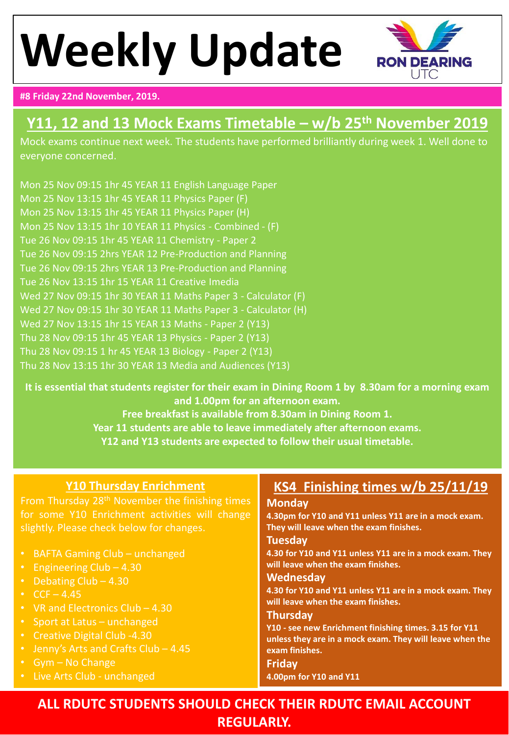# Weekly Update

RON DEARING UTC

**#8 Friday 22nd November, 2019.**

## Y11, 12 and 13 Mock Exams Timetable – w/b 25th November 2019

Mock exams continue next week. The students have performed brilliantly during week 1. Well done to everyone concerned.

Mon 25 Nov 09:15 1hr 45 YEAR 11 English Language Paper
Mon 25 Nov 13:15 1hr 45 YEAR 11 Physics Paper (F)
Mon 25 Nov 13:15 1hr 45 YEAR 11 Physics Paper (H)
Mon 25 Nov 13:15 1hr 10 YEAR 11 Physics - Combined - (F)
Tue 26 Nov 09:15 1hr 45 YEAR 11 Chemistry - Paper 2
Tue 26 Nov 09:15 2hrs YEAR 12 Pre-Production and Planning
Tue 26 Nov 09:15 2hrs YEAR 13 Pre-Production and Planning
Tue 26 Nov 13:15 1hr 15 YEAR 11 Creative Imedia
Wed 27 Nov 09:15 1hr 30 YEAR 11 Maths Paper 3 - Calculator (F)
Wed 27 Nov 09:15 1hr 30 YEAR 11 Maths Paper 3 - Calculator (H)
Wed 27 Nov 13:15 1hr 15 YEAR 13 Maths - Paper 2 (Y13)
Thu 28 Nov 09:15 1hr 45 YEAR 13 Physics - Paper 2 (Y13)
Thu 28 Nov 09:15 1 hr 45 YEAR 13 Biology - Paper 2 (Y13)
Thu 28 Nov 13:15 1hr 30 YEAR 13 Media and Audiences (Y13)

**It is essential that students register for their exam in Dining Room 1 by 8.30am for a morning exam and 1.00pm for an afternoon exam.**
**Free breakfast is available from 8.30am in Dining Room 1.**
**Year 11 students are able to leave immediately after afternoon exams.**
**Y12 and Y13 students are expected to follow their usual timetable.**

## Y10 Thursday Enrichment

From Thursday 28th November the finishing times for some Y10 Enrichment activities will change slightly. Please check below for changes.

- BAFTA Gaming Club – unchanged
- Engineering Club – 4.30
- Debating Club – 4.30
- CCF – 4.45
- VR and Electronics Club – 4.30
- Sport at Latus – unchanged
- Creative Digital Club -4.30
- Jenny's Arts and Crafts Club – 4.45
- Gym – No Change
- Live Arts Club - unchanged

## KS4 Finishing times w/b 25/11/19

### Monday
**4.30pm for Y10 and Y11 unless Y11 are in a mock exam. They will leave when the exam finishes.**

### Tuesday
**4.30 for Y10 and Y11 unless Y11 are in a mock exam. They will leave when the exam finishes.**

### Wednesday
**4.30 for Y10 and Y11 unless Y11 are in a mock exam. They will leave when the exam finishes.**

### Thursday
**Y10 - see new Enrichment finishing times. 3.15 for Y11 unless they are in a mock exam. They will leave when the exam finishes.**

### Friday
**4.00pm for Y10 and Y11**

**ALL RDUTC STUDENTS SHOULD CHECK THEIR RDUTC EMAIL ACCOUNT REGULARLY.**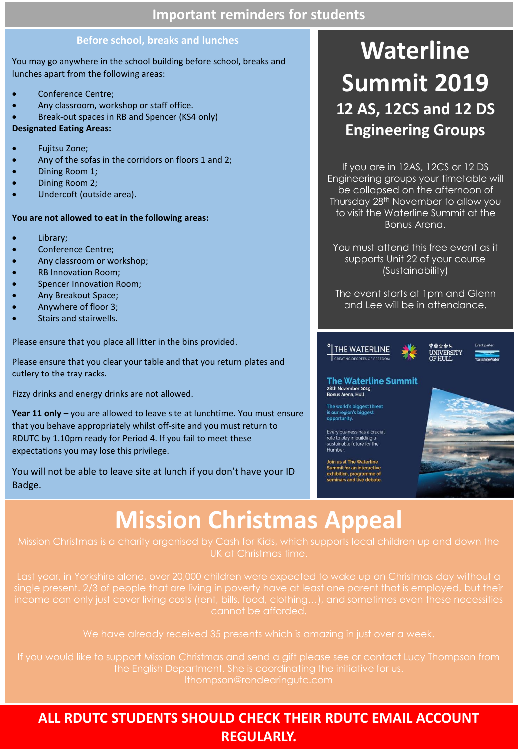# Important reminders for students

## Before school, breaks and lunches

You may go anywhere in the school building before school, breaks and lunches apart from the following areas:

- Conference Centre;
- Any classroom, workshop or staff office.
- Break-out spaces in RB and Spencer (KS4 only)

**Designated Eating Areas:**

- Fujitsu Zone;
- Any of the sofas in the corridors on floors 1 and 2;
- Dining Room 1;
- Dining Room 2;
- Undercoft (outside area).

**You are not allowed to eat in the following areas:**

- Library;
- Conference Centre;
- Any classroom or workshop;
- RB Innovation Room;
- Spencer Innovation Room;
- Any Breakout Space;
- Anywhere of floor 3;
- Stairs and stairwells.

Please ensure that you place all litter in the bins provided.

Please ensure that you clear your table and that you return plates and cutlery to the tray racks.

Fizzy drinks and energy drinks are not allowed.

**Year 11 only** – you are allowed to leave site at lunchtime. You must ensure that you behave appropriately whilst off-site and you must return to RDUTC by 1.10pm ready for Period 4. If you fail to meet these expectations you may lose this privilege.

You will not be able to leave site at lunch if you don't have your ID Badge.

# Waterline Summit 2019

## 12 AS, 12CS and 12 DS Engineering Groups

If you are in 12AS, 12CS or 12 DS Engineering groups your timetable will be collapsed on the afternoon of Thursday 28th November to allow you to visit the Waterline Summit at the Bonus Arena.

You must attend this free event as it supports Unit 22 of your course (Sustainability)

The event starts at 1pm and Glenn and Lee will be in attendance.

THE WATERLINE
CREATING DEGREES OF FREEDOM

UNIVERSITY OF HULL

Event partner: YorkshireWater

**The Waterline Summit**
28th November 2019
Bonus Arena, Hull

The world's biggest threat is our region's biggest opportunity.

Every business has a crucial role to play in building a sustainable future for the Humber.

Join us at The Waterline Summit for an interactive exhibition, programme of seminars and live debate.

# Mission Christmas Appeal

Mission Christmas is a charity organised by Cash for Kids, which supports local children up and down the UK at Christmas time.

Last year, in Yorkshire alone, over 20,000 children were expected to wake up on Christmas day without a single present. 2/3 of people that are living in poverty have at least one parent that is employed, but their income can only just cover living costs (rent, bills, food, clothing…), and sometimes even these necessities cannot be afforded.

We have already received 35 presents which is amazing in just over a week.

If you would like to support Mission Christmas and send a gift please see or contact Lucy Thompson from the English Department. She is coordinating the initiative for us.
lthompson@rondearingutc.com

**ALL RDUTC STUDENTS SHOULD CHECK THEIR RDUTC EMAIL ACCOUNT REGULARLY.**